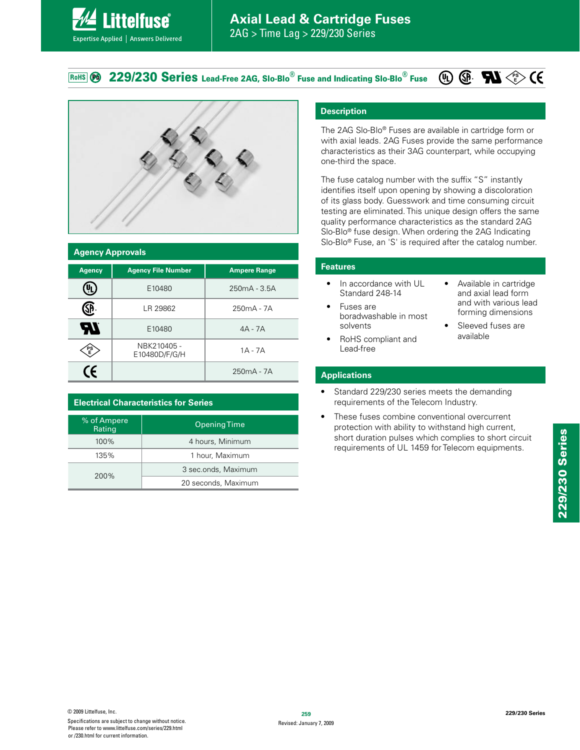# Axial Lead & Cartridge Fuses

2AG > Time Lag > 229/230 Series

## 229/230 Series Lead-Free 2AG, Slo-Blo® Fuse and Indicating Slo-Blo® Fuse

### Agency Approvals

| Agency | Agency File Number | Ampere Range |
|---|---|---|
| UL | E10480 | 250mA - 3.5A |
| CSA | LR 29862 | 250mA - 7A |
| UR | E10480 | 4A - 7A |
| PSE | NBK210405 - E10480D/F/G/H | 1A - 7A |
| CE | | 250mA - 7A |

### Electrical Characteristics for Series

| % of Ampere Rating | Opening Time |
|---|---|
| 100% | 4 hours, Minimum |
| 135% | 1 hour, Maximum |
| 200% | 3 sec.onds, Maximum |
| | 20 seconds, Maximum |

### Description

The 2AG Slo-Blo® Fuses are available in cartridge form or with axial leads. 2AG Fuses provide the same performance characteristics as their 3AG counterpart, while occupying one-third the space.

The fuse catalog number with the suffix "S" instantly identifies itself upon opening by showing a discoloration of its glass body. Guesswork and time consuming circuit testing are eliminated. This unique design offers the same quality performance characteristics as the standard 2AG Slo-Blo® fuse design. When ordering the 2AG Indicating Slo-Blo® Fuse, an 'S' is required after the catalog number.

### Features

- In accordance with UL Standard 248-14
- Fuses are boradwashable in most solvents
- RoHS compliant and Lead-free
- Available in cartridge and axial lead form and with various lead forming dimensions
- Sleeved fuses are available

### Applications

- Standard 229/230 series meets the demanding requirements of the Telecom Industry.
- These fuses combine conventional overcurrent protection with ability to withstand high current, short duration pulses which complies to short circuit requirements of UL 1459 for Telecom equipments.

© 2009 Littelfuse, Inc.
Specifications are subject to change without notice.
Please refer to www.littelfuse.com/series/229.html or /230.html for current information.

Revised: January 7, 2009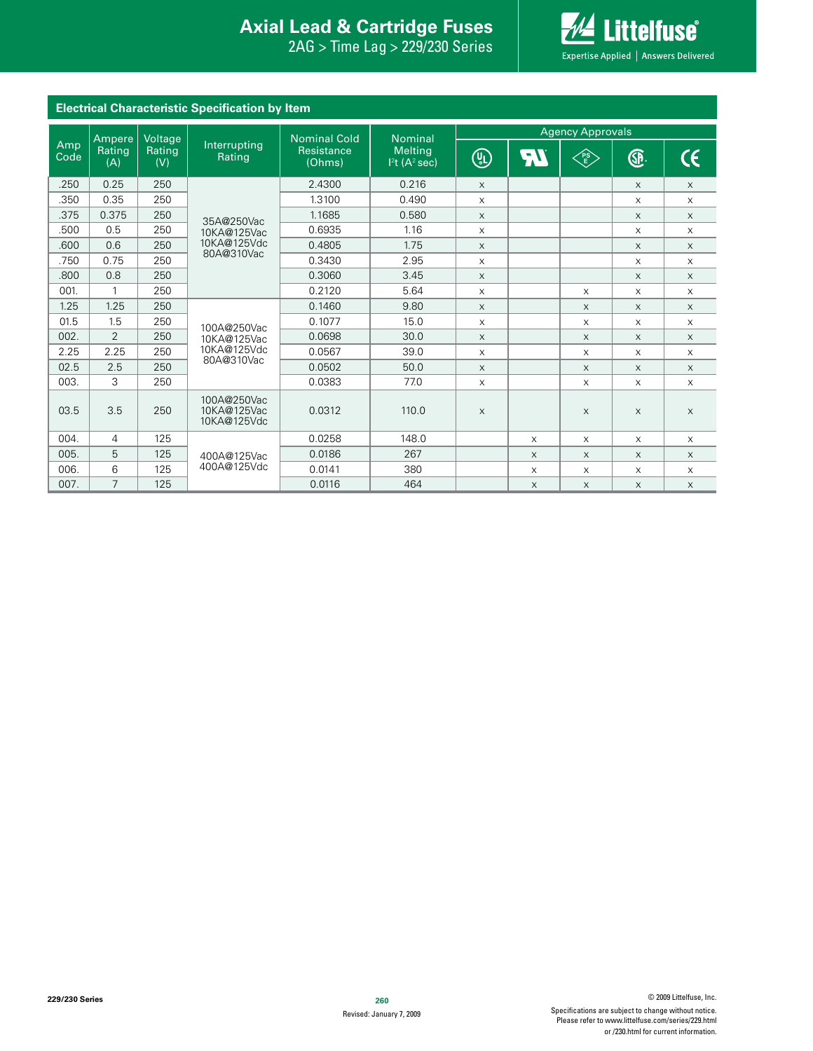## Electrical Characteristic Specification by Item

| Amp Code | Ampere Rating (A) | Voltage Rating (V) | Interrupting Rating | Nominal Cold Resistance (Ohms) | Nominal Melting $I^2t$ ($A^2$ sec) | Agency Approvals: UL | Agency Approvals: RU | Agency Approvals: PSE | Agency Approvals: CSA | Agency Approvals: CE |
|---|---|---|---|---|---|---|---|---|---|---|
| .250 | 0.25 | 250 | 35A@250Vac 10KA@125Vac 10KA@125Vdc 80A@310Vac | 2.4300 | 0.216 | x | | | x | x |
| .350 | 0.35 | 250 | | 1.3100 | 0.490 | x | | | x | x |
| .375 | 0.375 | 250 | | 1.1685 | 0.580 | x | | | x | x |
| .500 | 0.5 | 250 | | 0.6935 | 1.16 | x | | | x | x |
| .600 | 0.6 | 250 | | 0.4805 | 1.75 | x | | | x | x |
| .750 | 0.75 | 250 | | 0.3430 | 2.95 | x | | | x | x |
| .800 | 0.8 | 250 | | 0.3060 | 3.45 | x | | | x | x |
| 001. | 1 | 250 | | 0.2120 | 5.64 | x | | x | x | x |
| 1.25 | 1.25 | 250 | 100A@250Vac 10KA@125Vac 10KA@125Vdc 80A@310Vac | 0.1460 | 9.80 | x | | x | x | x |
| 01.5 | 1.5 | 250 | | 0.1077 | 15.0 | x | | x | x | x |
| 002. | 2 | 250 | | 0.0698 | 30.0 | x | | x | x | x |
| 2.25 | 2.25 | 250 | | 0.0567 | 39.0 | x | | x | x | x |
| 02.5 | 2.5 | 250 | | 0.0502 | 50.0 | x | | x | x | x |
| 003. | 3 | 250 | | 0.0383 | 77.0 | x | | x | x | x |
| 03.5 | 3.5 | 250 | 100A@250Vac 10KA@125Vac 10KA@125Vdc | 0.0312 | 110.0 | x | | x | x | x |
| 004. | 4 | 125 | 400A@125Vac 400A@125Vdc | 0.0258 | 148.0 | | x | x | x | x |
| 005. | 5 | 125 | | 0.0186 | 267 | | x | x | x | x |
| 006. | 6 | 125 | | 0.0141 | 380 | | x | x | x | x |
| 007. | 7 | 125 | | 0.0116 | 464 | | x | x | x | x |

Revised: January 7, 2009

© 2009 Littelfuse, Inc.
Specifications are subject to change without notice.
Please refer to www.littelfuse.com/series/229.html or /230.html for current information.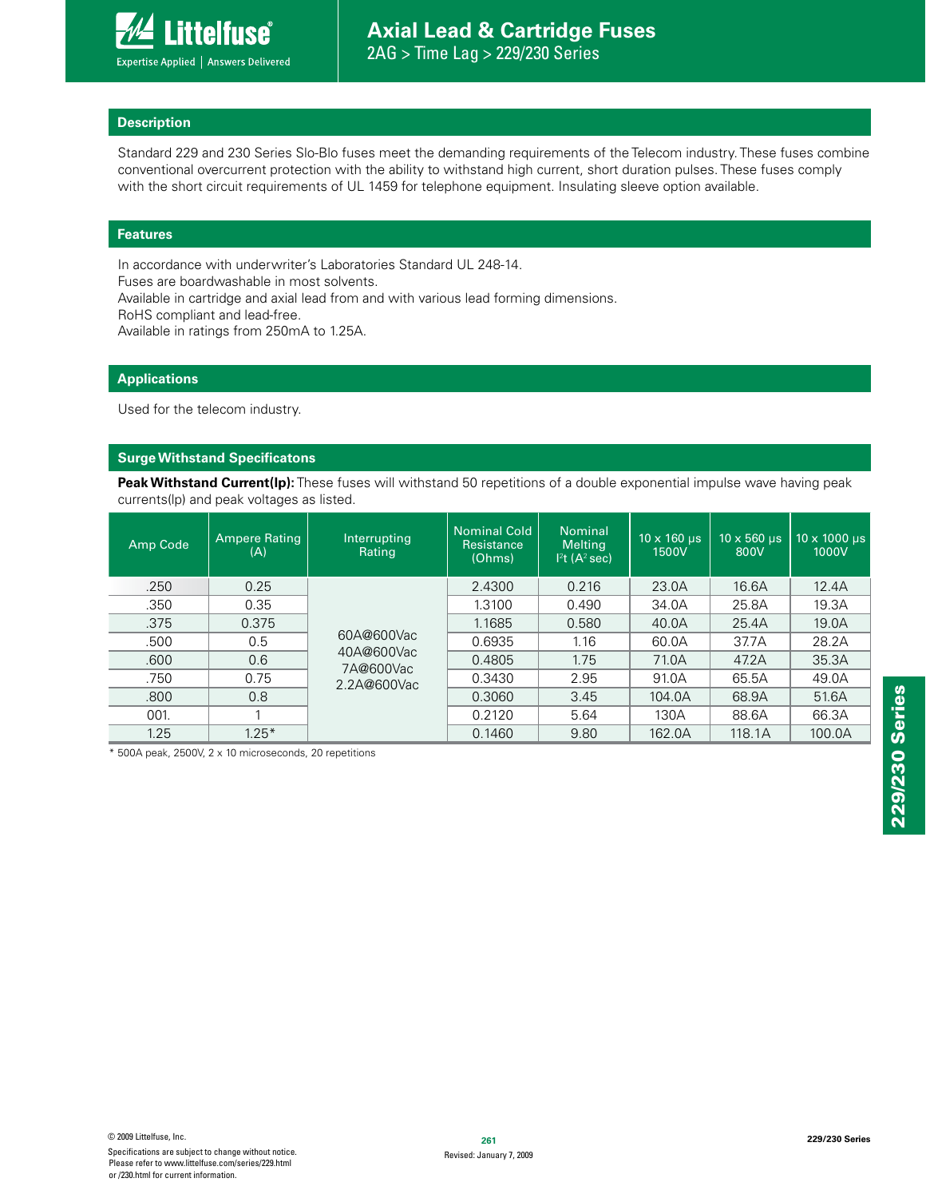## Description

Standard 229 and 230 Series Slo-Blo fuses meet the demanding requirements of the Telecom industry. These fuses combine conventional overcurrent protection with the ability to withstand high current, short duration pulses. These fuses comply with the short circuit requirements of UL 1459 for telephone equipment. Insulating sleeve option available.

## Features

In accordance with underwriter's Laboratories Standard UL 248-14.
Fuses are boardwashable in most solvents.
Available in cartridge and axial lead from and with various lead forming dimensions.
RoHS compliant and lead-free.
Available in ratings from 250mA to 1.25A.

## Applications

Used for the telecom industry.

## Surge Withstand Specificatons

**Peak Withstand Current(Ip):** These fuses will withstand 50 repetitions of a double exponential impulse wave having peak currents(Ip) and peak voltages as listed.

| Amp Code | Ampere Rating (A) | Interrupting Rating | Nominal Cold Resistance (Ohms) | Nominal Melting $I^2t$ ($A^2$ sec) | 10 x 160 µs 1500V | 10 x 560 µs 800V | 10 x 1000 µs 1000V |
|---|---|---|---|---|---|---|---|
| .250 | 0.25 | 60A@600Vac<br>40A@600Vac<br>7A@600Vac<br>2.2A@600Vac | 2.4300 | 0.216 | 23.0A | 16.6A | 12.4A |
| .350 | 0.35 | | 1.3100 | 0.490 | 34.0A | 25.8A | 19.3A |
| .375 | 0.375 | | 1.1685 | 0.580 | 40.0A | 25.4A | 19.0A |
| .500 | 0.5 | | 0.6935 | 1.16 | 60.0A | 37.7A | 28.2A |
| .600 | 0.6 | | 0.4805 | 1.75 | 71.0A | 47.2A | 35.3A |
| .750 | 0.75 | | 0.3430 | 2.95 | 91.0A | 65.5A | 49.0A |
| .800 | 0.8 | | 0.3060 | 3.45 | 104.0A | 68.9A | 51.6A |
| 001. | 1 | | 0.2120 | 5.64 | 130A | 88.6A | 66.3A |
| 1.25 | 1.25* | | 0.1460 | 9.80 | 162.0A | 118.1A | 100.0A |

* 500A peak, 2500V, 2 x 10 microseconds, 20 repetitions

© 2009 Littelfuse, Inc.
Specifications are subject to change without notice.
Please refer to www.littelfuse.com/series/229.html or /230.html for current information.

Revised: January 7, 2009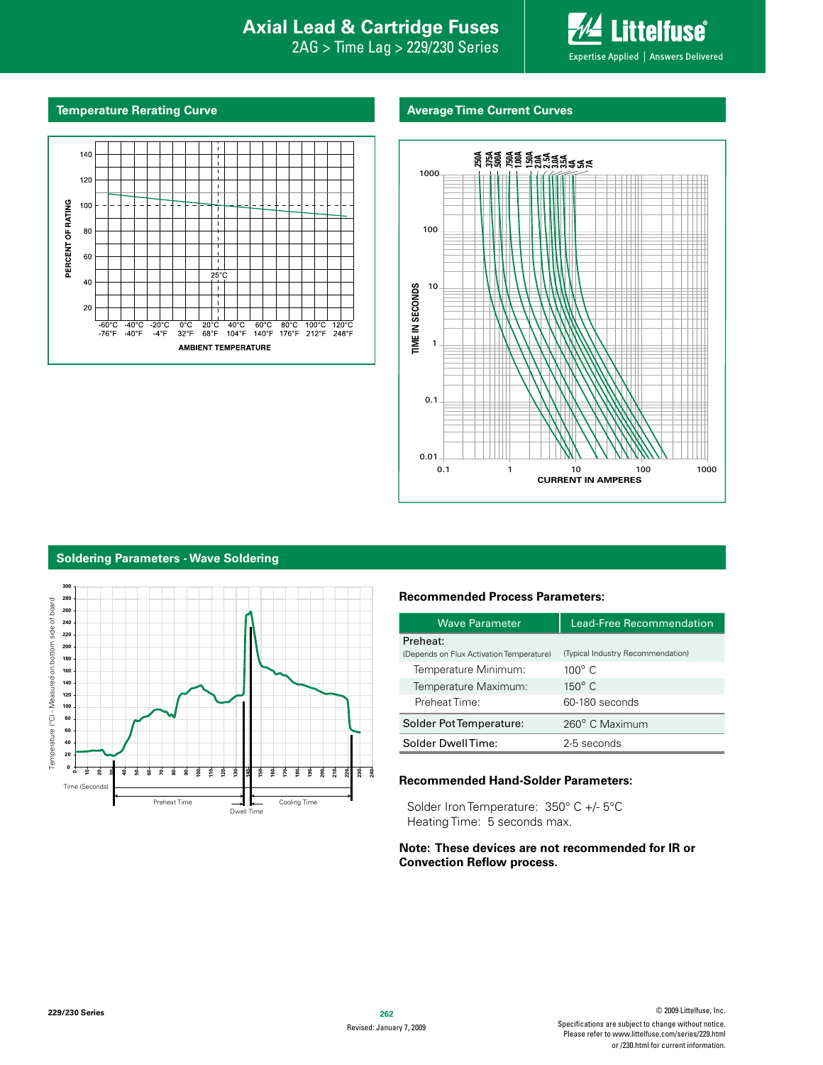## Temperature Rerating Curve

## Average Time Current Curves

## Soldering Parameters - Wave Soldering

### Recommended Process Parameters:

| Wave Parameter | Lead-Free Recommendation |
|---|---|
| Preheat: (Depends on Flux Activation Temperature) | (Typical Industry Recommendation) |
| Temperature Minimum: | 100° C |
| Temperature Maximum: | 150° C |
| Preheat Time: | 60-180 seconds |
| Solder Pot Temperature: | 260° C Maximum |
| Solder Dwell Time: | 2-5 seconds |

### Recommended Hand-Solder Parameters:

Solder Iron Temperature: 350° C +/- 5°C
Heating Time: 5 seconds max.

**Note: These devices are not recommended for IR or Convection Reflow process.**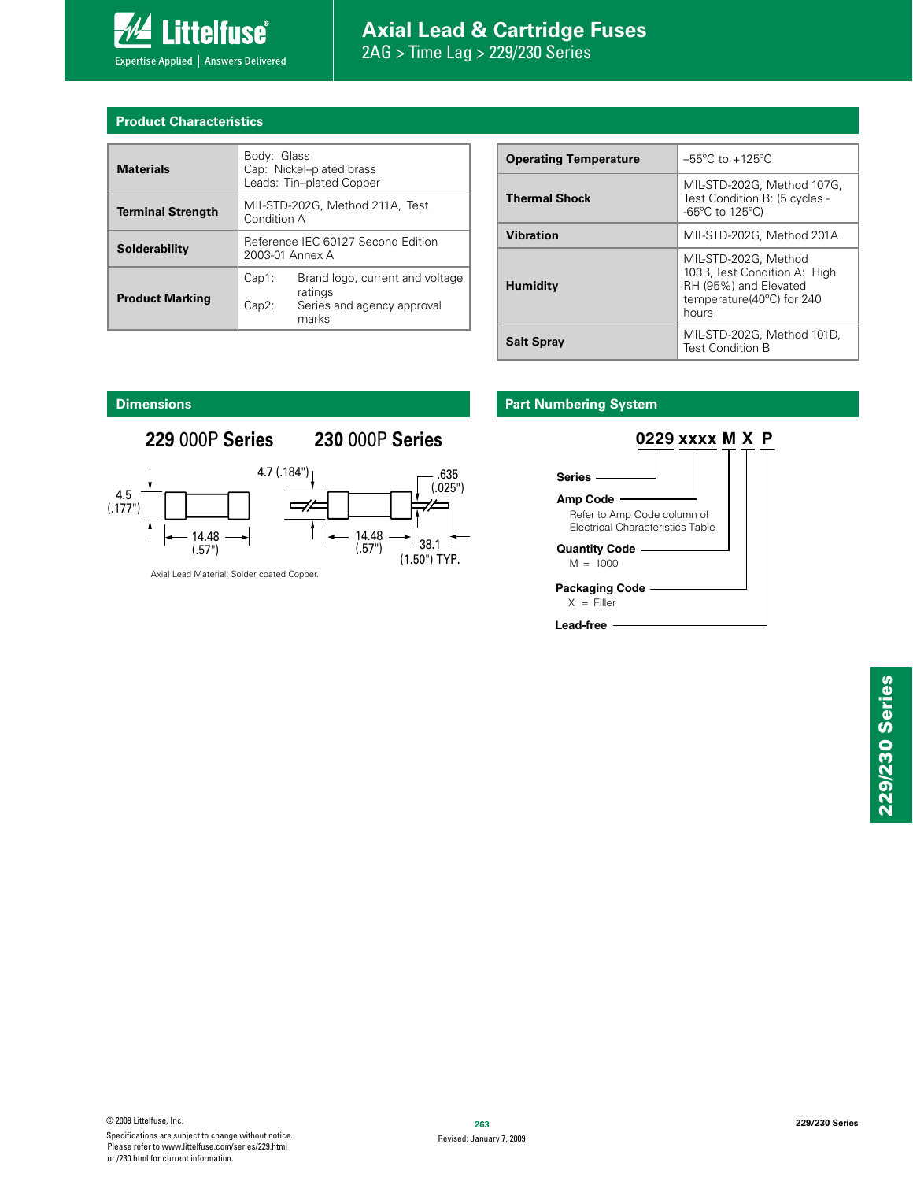## Product Characteristics

| | |
|---|---|
| **Materials** | Body: Glass<br>Cap: Nickel–plated brass<br>Leads: Tin–plated Copper |
| **Terminal Strength** | MIL-STD-202G, Method 211A, Test Condition A |
| **Solderability** | Reference IEC 60127 Second Edition 2003-01 Annex A |
| **Product Marking** | Cap1: Brand logo, current and voltage ratings<br>Cap2: Series and agency approval marks |

| | |
|---|---|
| **Operating Temperature** | –55ºC to +125ºC |
| **Thermal Shock** | MIL-STD-202G, Method 107G, Test Condition B: (5 cycles -65ºC to 125ºC) |
| **Vibration** | MIL-STD-202G, Method 201A |
| **Humidity** | MIL-STD-202G, Method 103B, Test Condition A: High RH (95%) and Elevated temperature(40ºC) for 240 hours |
| **Salt Spray** | MIL-STD-202G, Method 101D, Test Condition B |

## Dimensions

**229** 000P **Series** **230** 000P **Series**

4.5 (.177")

14.48 (.57")

4.7 (.184")

.635 (.025")

14.48 (.57")

38.1 (1.50") TYP.

Axial Lead Material: Solder coated Copper.

## Part Numbering System

**0229 xxxx M X P**

**Series**

**Amp Code**
Refer to Amp Code column of Electrical Characteristics Table

**Quantity Code**
M = 1000

**Packaging Code**
X = Filler

**Lead-free**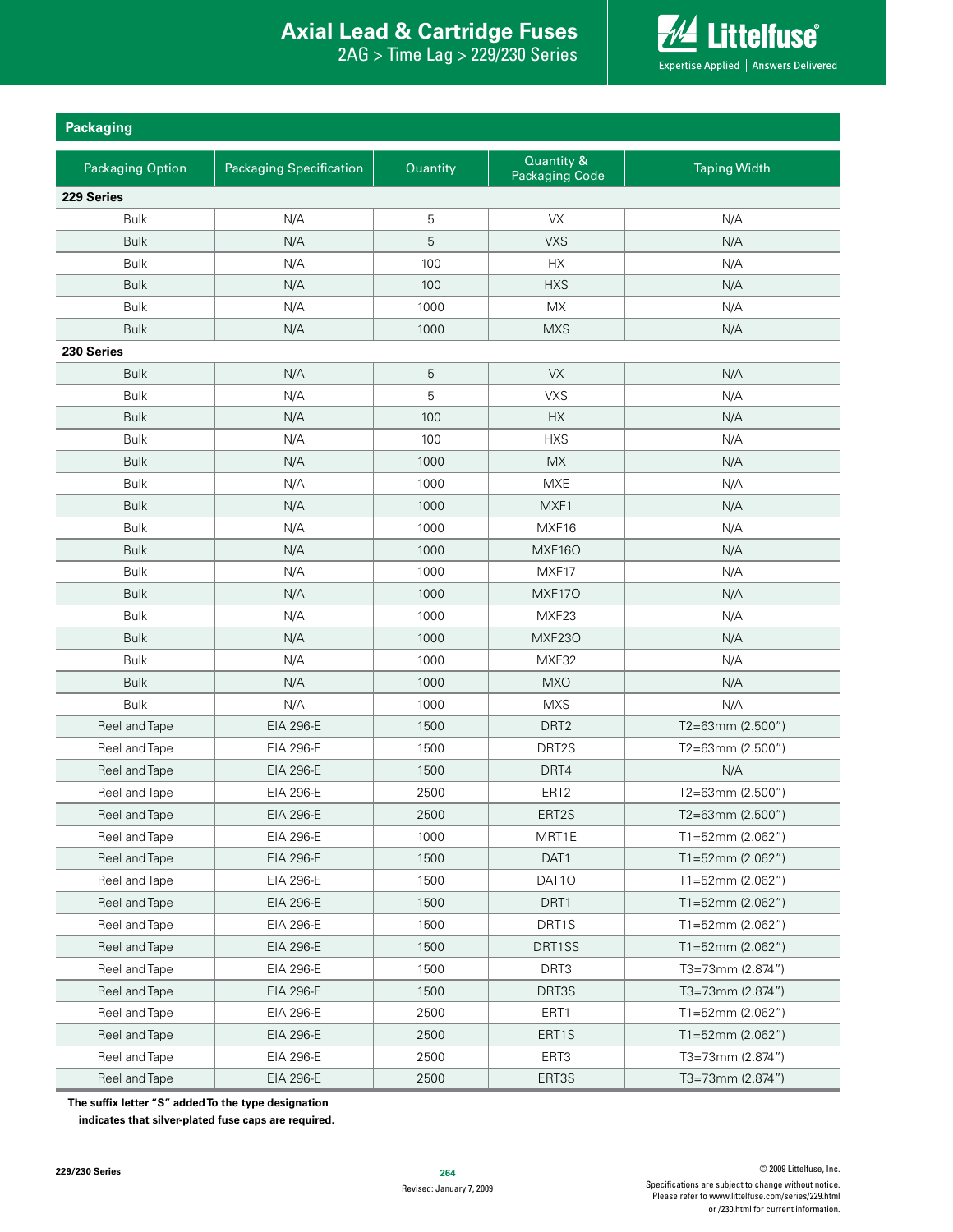## Packaging

| Packaging Option | Packaging Specification | Quantity | Quantity & Packaging Code | Taping Width |
|---|---|---|---|---|
| **229 Series** | | | | |
| Bulk | N/A | 5 | VX | N/A |
| Bulk | N/A | 5 | VXS | N/A |
| Bulk | N/A | 100 | HX | N/A |
| Bulk | N/A | 100 | HXS | N/A |
| Bulk | N/A | 1000 | MX | N/A |
| Bulk | N/A | 1000 | MXS | N/A |
| **230 Series** | | | | |
| Bulk | N/A | 5 | VX | N/A |
| Bulk | N/A | 5 | VXS | N/A |
| Bulk | N/A | 100 | HX | N/A |
| Bulk | N/A | 100 | HXS | N/A |
| Bulk | N/A | 1000 | MX | N/A |
| Bulk | N/A | 1000 | MXE | N/A |
| Bulk | N/A | 1000 | MXF1 | N/A |
| Bulk | N/A | 1000 | MXF16 | N/A |
| Bulk | N/A | 1000 | MXF16O | N/A |
| Bulk | N/A | 1000 | MXF17 | N/A |
| Bulk | N/A | 1000 | MXF17O | N/A |
| Bulk | N/A | 1000 | MXF23 | N/A |
| Bulk | N/A | 1000 | MXF23O | N/A |
| Bulk | N/A | 1000 | MXF32 | N/A |
| Bulk | N/A | 1000 | MXO | N/A |
| Bulk | N/A | 1000 | MXS | N/A |
| Reel and Tape | EIA 296-E | 1500 | DRT2 | T2=63mm (2.500") |
| Reel and Tape | EIA 296-E | 1500 | DRT2S | T2=63mm (2.500") |
| Reel and Tape | EIA 296-E | 1500 | DRT4 | N/A |
| Reel and Tape | EIA 296-E | 2500 | ERT2 | T2=63mm (2.500") |
| Reel and Tape | EIA 296-E | 2500 | ERT2S | T2=63mm (2.500") |
| Reel and Tape | EIA 296-E | 1000 | MRT1E | T1=52mm (2.062") |
| Reel and Tape | EIA 296-E | 1500 | DAT1 | T1=52mm (2.062") |
| Reel and Tape | EIA 296-E | 1500 | DAT1O | T1=52mm (2.062") |
| Reel and Tape | EIA 296-E | 1500 | DRT1 | T1=52mm (2.062") |
| Reel and Tape | EIA 296-E | 1500 | DRT1S | T1=52mm (2.062") |
| Reel and Tape | EIA 296-E | 1500 | DRT1SS | T1=52mm (2.062") |
| Reel and Tape | EIA 296-E | 1500 | DRT3 | T3=73mm (2.874") |
| Reel and Tape | EIA 296-E | 1500 | DRT3S | T3=73mm (2.874") |
| Reel and Tape | EIA 296-E | 2500 | ERT1 | T1=52mm (2.062") |
| Reel and Tape | EIA 296-E | 2500 | ERT1S | T1=52mm (2.062") |
| Reel and Tape | EIA 296-E | 2500 | ERT3 | T3=73mm (2.874") |
| Reel and Tape | EIA 296-E | 2500 | ERT3S | T3=73mm (2.874") |

**The suffix letter "S" added To the type designation indicates that silver-plated fuse caps are required.**

Revised: January 7, 2009

© 2009 Littelfuse, Inc.
Specifications are subject to change without notice.
Please refer to www.littelfuse.com/series/229.html or /230.html for current information.